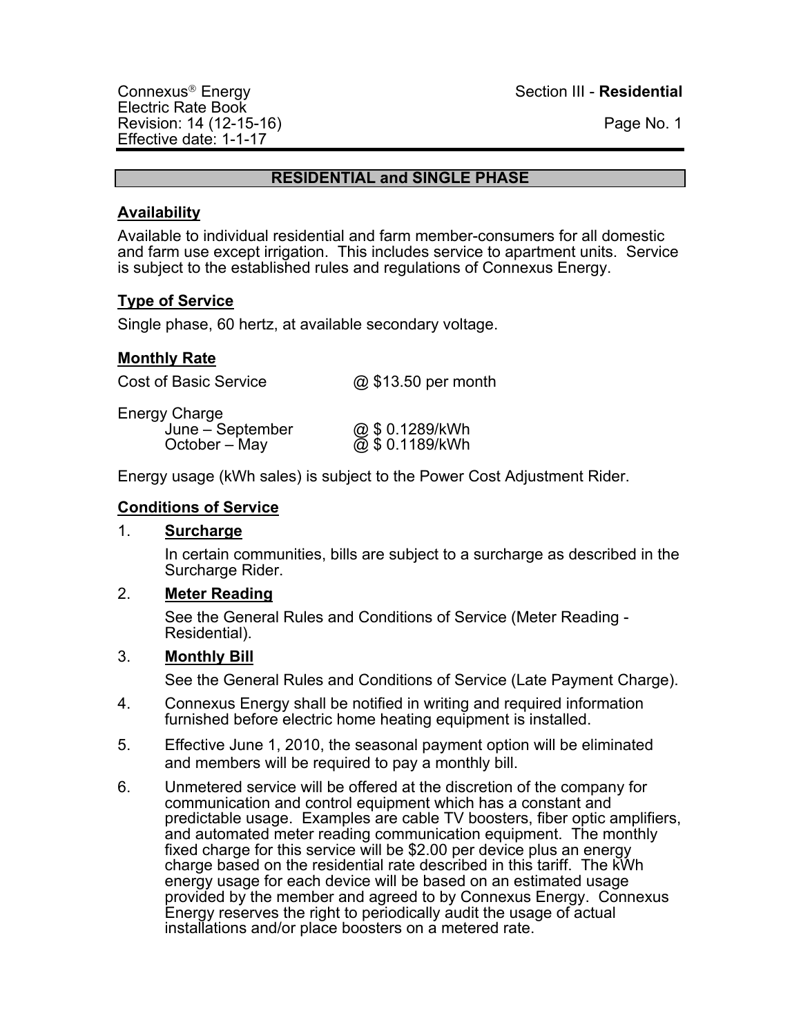Connexus® Energy
Electric Rate Book
Revision: 14 (12-15-16)
Effective date: 1-1-17

Section III - **Residential**

## RESIDENTIAL and SINGLE PHASE

### Availability

Available to individual residential and farm member-consumers for all domestic and farm use except irrigation. This includes service to apartment units. Service is subject to the established rules and regulations of Connexus Energy.

### Type of Service

Single phase, 60 hertz, at available secondary voltage.

### Monthly Rate

| | |
|---|---|
| Cost of Basic Service | @ $13.50 per month |
| Energy Charge | |
| June – September | @ $ 0.1289/kWh |
| October – May | @ $ 0.1189/kWh |

Energy usage (kWh sales) is subject to the Power Cost Adjustment Rider.

### Conditions of Service

1. **Surcharge**

   In certain communities, bills are subject to a surcharge as described in the Surcharge Rider.

2. **Meter Reading**

   See the General Rules and Conditions of Service (Meter Reading - Residential).

3. **Monthly Bill**

   See the General Rules and Conditions of Service (Late Payment Charge).

4. Connexus Energy shall be notified in writing and required information furnished before electric home heating equipment is installed.

5. Effective June 1, 2010, the seasonal payment option will be eliminated and members will be required to pay a monthly bill.

6. Unmetered service will be offered at the discretion of the company for communication and control equipment which has a constant and predictable usage. Examples are cable TV boosters, fiber optic amplifiers, and automated meter reading communication equipment. The monthly fixed charge for this service will be $2.00 per device plus an energy charge based on the residential rate described in this tariff. The kWh energy usage for each device will be based on an estimated usage provided by the member and agreed to by Connexus Energy. Connexus Energy reserves the right to periodically audit the usage of actual installations and/or place boosters on a metered rate.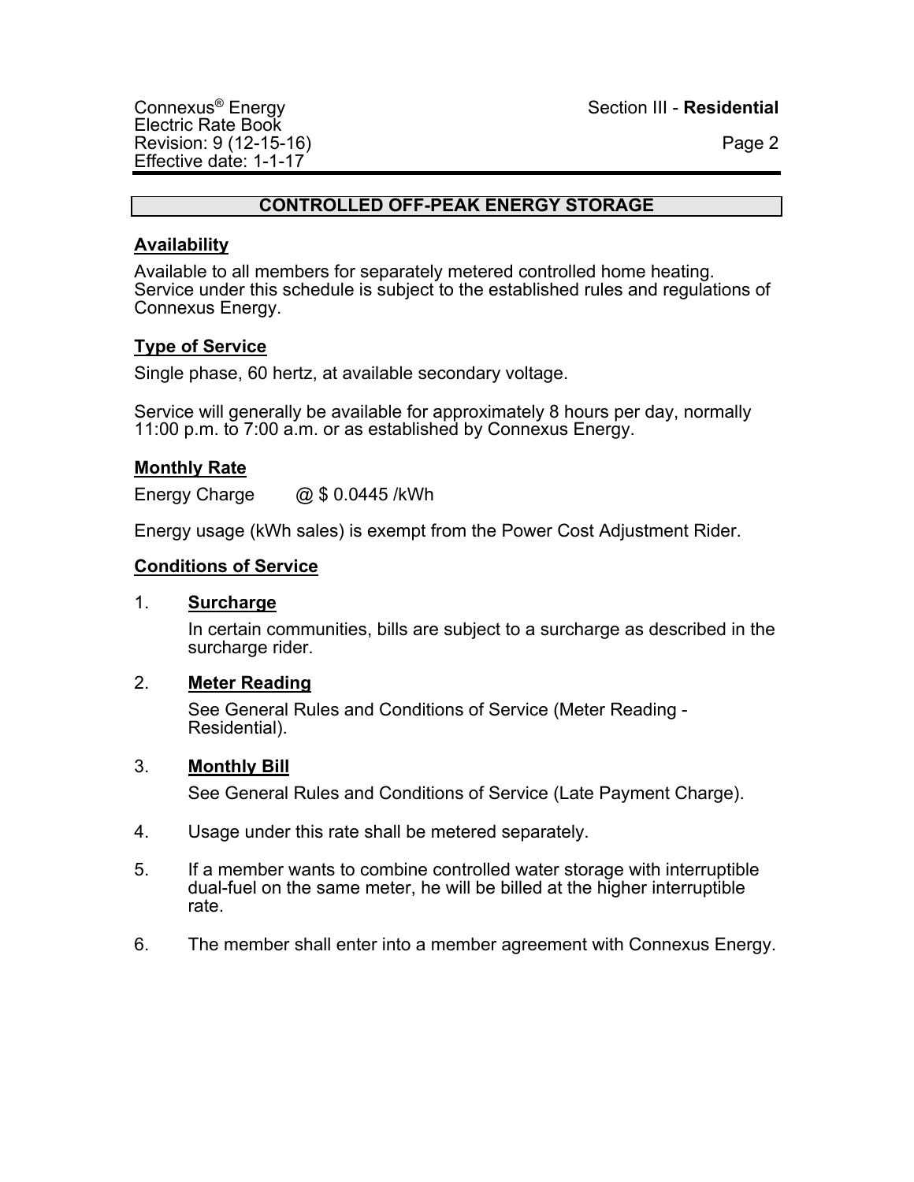## CONTROLLED OFF-PEAK ENERGY STORAGE

### Availability

Available to all members for separately metered controlled home heating. Service under this schedule is subject to the established rules and regulations of Connexus Energy.

### Type of Service

Single phase, 60 hertz, at available secondary voltage.

Service will generally be available for approximately 8 hours per day, normally 11:00 p.m. to 7:00 a.m. or as established by Connexus Energy.

### Monthly Rate

Energy Charge @ $ 0.0445 /kWh

Energy usage (kWh sales) is exempt from the Power Cost Adjustment Rider.

### Conditions of Service

1. **Surcharge**

   In certain communities, bills are subject to a surcharge as described in the surcharge rider.

2. **Meter Reading**

   See General Rules and Conditions of Service (Meter Reading - Residential).

3. **Monthly Bill**

   See General Rules and Conditions of Service (Late Payment Charge).

4. Usage under this rate shall be metered separately.

5. If a member wants to combine controlled water storage with interruptible dual-fuel on the same meter, he will be billed at the higher interruptible rate.

6. The member shall enter into a member agreement with Connexus Energy.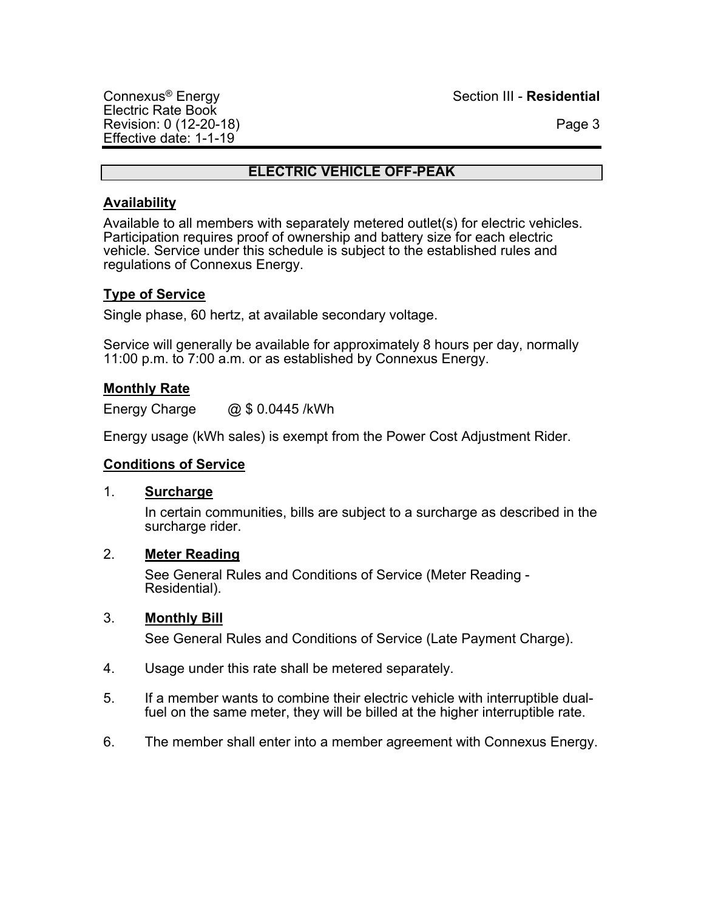## ELECTRIC VEHICLE OFF-PEAK

### Availability

Available to all members with separately metered outlet(s) for electric vehicles. Participation requires proof of ownership and battery size for each electric vehicle. Service under this schedule is subject to the established rules and regulations of Connexus Energy.

### Type of Service

Single phase, 60 hertz, at available secondary voltage.

Service will generally be available for approximately 8 hours per day, normally 11:00 p.m. to 7:00 a.m. or as established by Connexus Energy.

### Monthly Rate

Energy Charge @ $ 0.0445 /kWh

Energy usage (kWh sales) is exempt from the Power Cost Adjustment Rider.

### Conditions of Service

1. **Surcharge**

   In certain communities, bills are subject to a surcharge as described in the surcharge rider.

2. **Meter Reading**

   See General Rules and Conditions of Service (Meter Reading - Residential).

3. **Monthly Bill**

   See General Rules and Conditions of Service (Late Payment Charge).

4. Usage under this rate shall be metered separately.

5. If a member wants to combine their electric vehicle with interruptible dual-fuel on the same meter, they will be billed at the higher interruptible rate.

6. The member shall enter into a member agreement with Connexus Energy.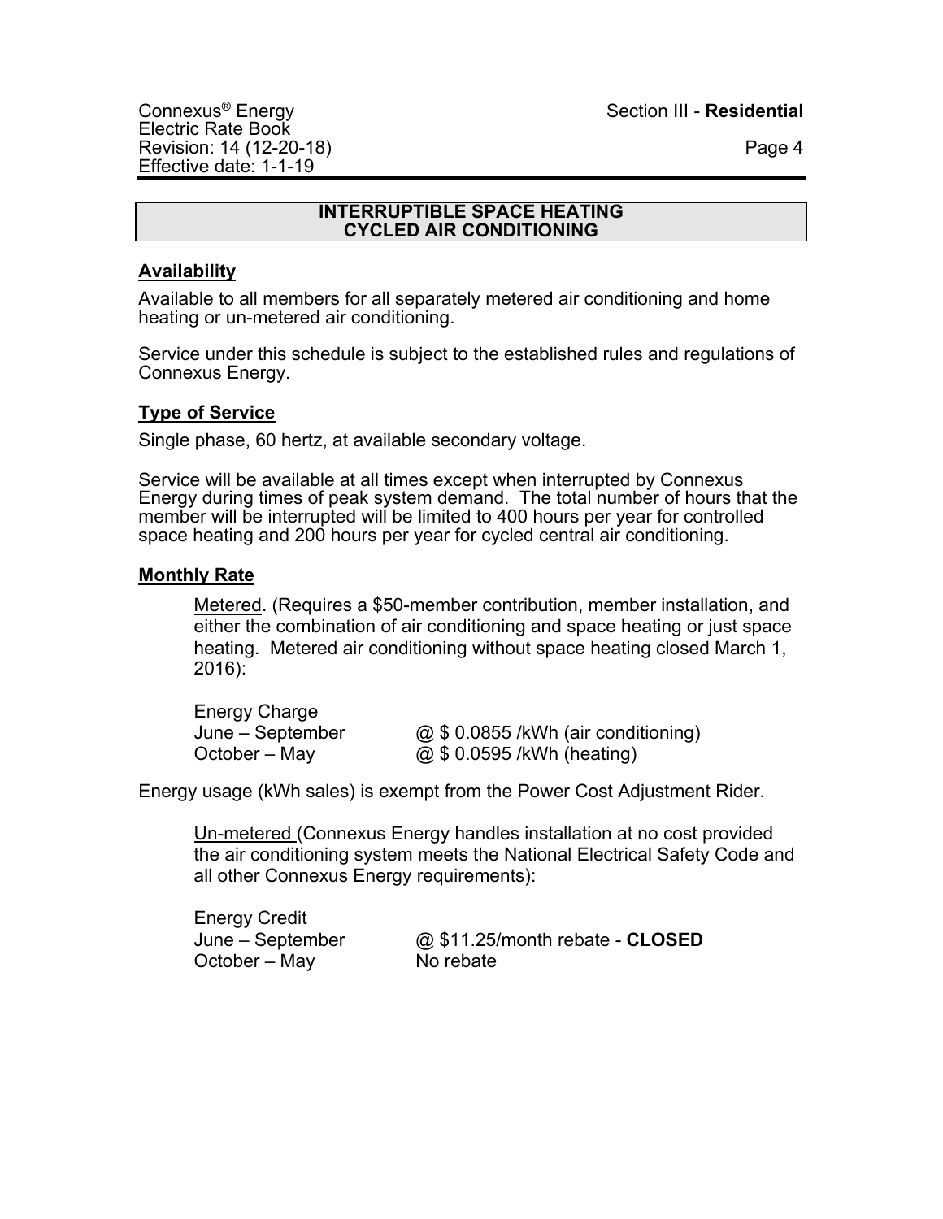## INTERRUPTIBLE SPACE HEATING CYCLED AIR CONDITIONING

### Availability

Available to all members for all separately metered air conditioning and home heating or un-metered air conditioning.

Service under this schedule is subject to the established rules and regulations of Connexus Energy.

### Type of Service

Single phase, 60 hertz, at available secondary voltage.

Service will be available at all times except when interrupted by Connexus Energy during times of peak system demand. The total number of hours that the member will be interrupted will be limited to 400 hours per year for controlled space heating and 200 hours per year for cycled central air conditioning.

### Monthly Rate

Metered. (Requires a $50-member contribution, member installation, and either the combination of air conditioning and space heating or just space heating. Metered air conditioning without space heating closed March 1, 2016):

Energy Charge

| | |
|---|---|
| June – September | @ $ 0.0855 /kWh (air conditioning) |
| October – May | @ $ 0.0595 /kWh (heating) |

Energy usage (kWh sales) is exempt from the Power Cost Adjustment Rider.

Un-metered (Connexus Energy handles installation at no cost provided the air conditioning system meets the National Electrical Safety Code and all other Connexus Energy requirements):

Energy Credit

| | |
|---|---|
| June – September | @ $11.25/month rebate - **CLOSED** |
| October – May | No rebate |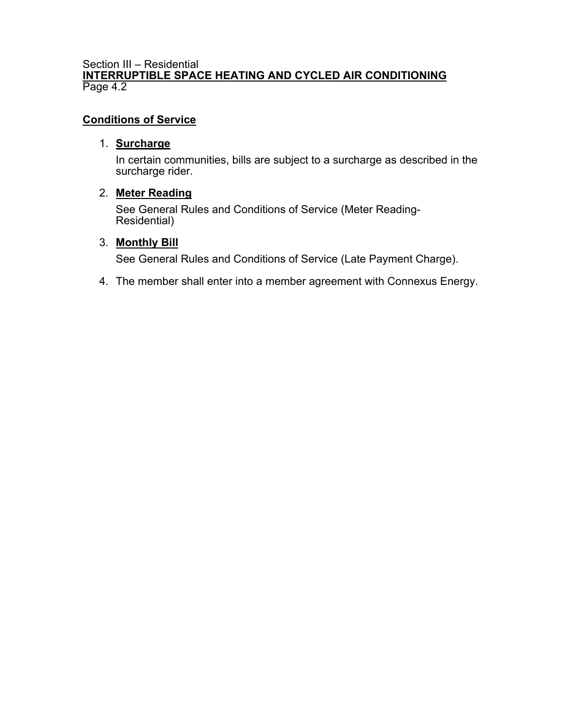Section III – Residential

**INTERRUPTIBLE SPACE HEATING AND CYCLED AIR CONDITIONING**

Page 4.2

## Conditions of Service

1. **Surcharge**

   In certain communities, bills are subject to a surcharge as described in the surcharge rider.

2. **Meter Reading**

   See General Rules and Conditions of Service (Meter Reading-Residential)

3. **Monthly Bill**

   See General Rules and Conditions of Service (Late Payment Charge).

4. The member shall enter into a member agreement with Connexus Energy.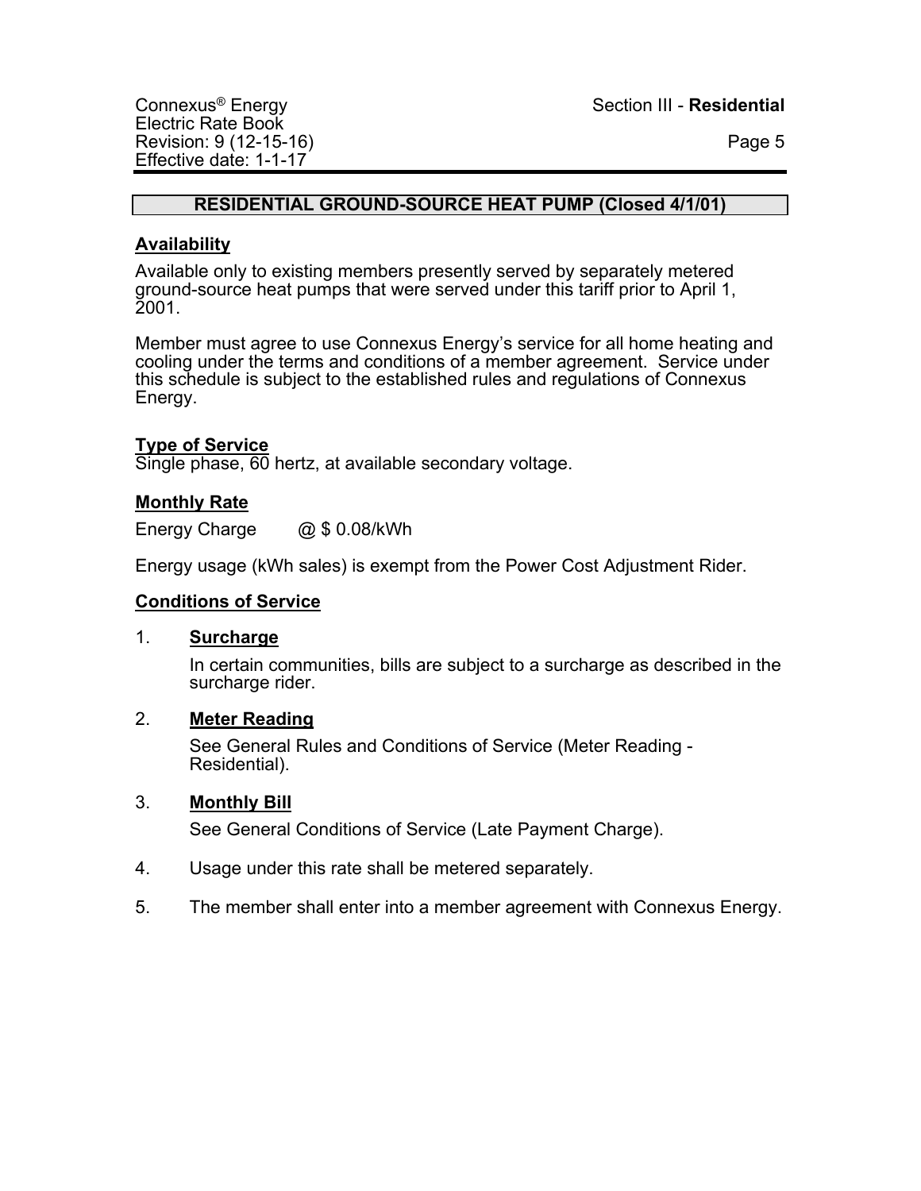## RESIDENTIAL GROUND-SOURCE HEAT PUMP (Closed 4/1/01)

### Availability

Available only to existing members presently served by separately metered ground-source heat pumps that were served under this tariff prior to April 1, 2001.

Member must agree to use Connexus Energy's service for all home heating and cooling under the terms and conditions of a member agreement. Service under this schedule is subject to the established rules and regulations of Connexus Energy.

### Type of Service

Single phase, 60 hertz, at available secondary voltage.

### Monthly Rate

Energy Charge @ $ 0.08/kWh

Energy usage (kWh sales) is exempt from the Power Cost Adjustment Rider.

### Conditions of Service

1. **Surcharge**

   In certain communities, bills are subject to a surcharge as described in the surcharge rider.

2. **Meter Reading**

   See General Rules and Conditions of Service (Meter Reading - Residential).

3. **Monthly Bill**

   See General Conditions of Service (Late Payment Charge).

4. Usage under this rate shall be metered separately.

5. The member shall enter into a member agreement with Connexus Energy.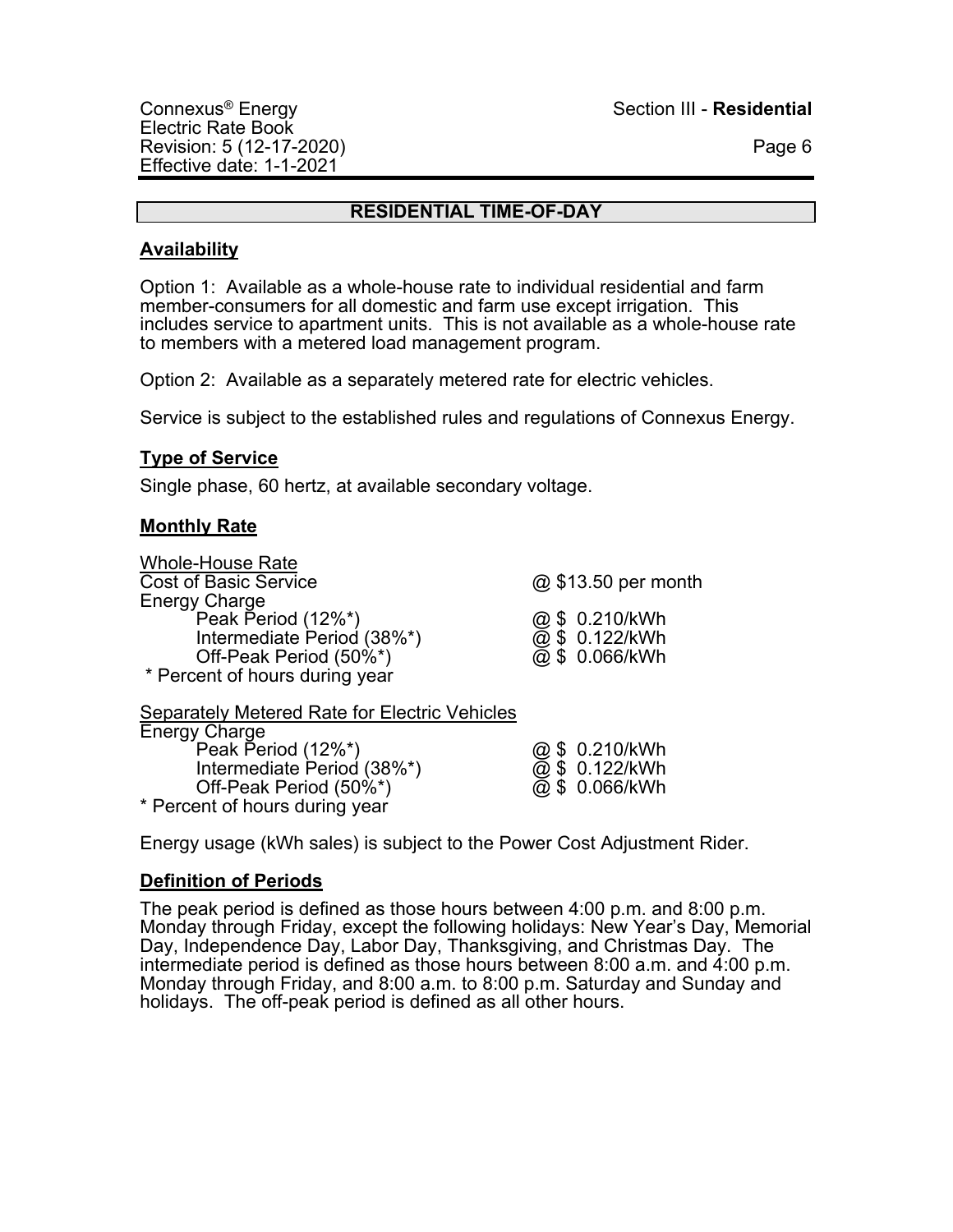## RESIDENTIAL TIME-OF-DAY

### Availability

Option 1: Available as a whole-house rate to individual residential and farm member-consumers for all domestic and farm use except irrigation. This includes service to apartment units. This is not available as a whole-house rate to members with a metered load management program.

Option 2: Available as a separately metered rate for electric vehicles.

Service is subject to the established rules and regulations of Connexus Energy.

### Type of Service

Single phase, 60 hertz, at available secondary voltage.

### Monthly Rate

Whole-House Rate

| | |
|---|---|
| Cost of Basic Service | @ $13.50 per month |
| Energy Charge | |
| Peak Period (12%*) | @ $ 0.210/kWh |
| Intermediate Period (38%*) | @ $ 0.122/kWh |
| Off-Peak Period (50%*) | @ $ 0.066/kWh |

\* Percent of hours during year

Separately Metered Rate for Electric Vehicles

| | |
|---|---|
| Energy Charge | |
| Peak Period (12%*) | @ $ 0.210/kWh |
| Intermediate Period (38%*) | @ $ 0.122/kWh |
| Off-Peak Period (50%*) | @ $ 0.066/kWh |

\* Percent of hours during year

Energy usage (kWh sales) is subject to the Power Cost Adjustment Rider.

### Definition of Periods

The peak period is defined as those hours between 4:00 p.m. and 8:00 p.m. Monday through Friday, except the following holidays: New Year's Day, Memorial Day, Independence Day, Labor Day, Thanksgiving, and Christmas Day. The intermediate period is defined as those hours between 8:00 a.m. and 4:00 p.m. Monday through Friday, and 8:00 a.m. to 8:00 p.m. Saturday and Sunday and holidays. The off-peak period is defined as all other hours.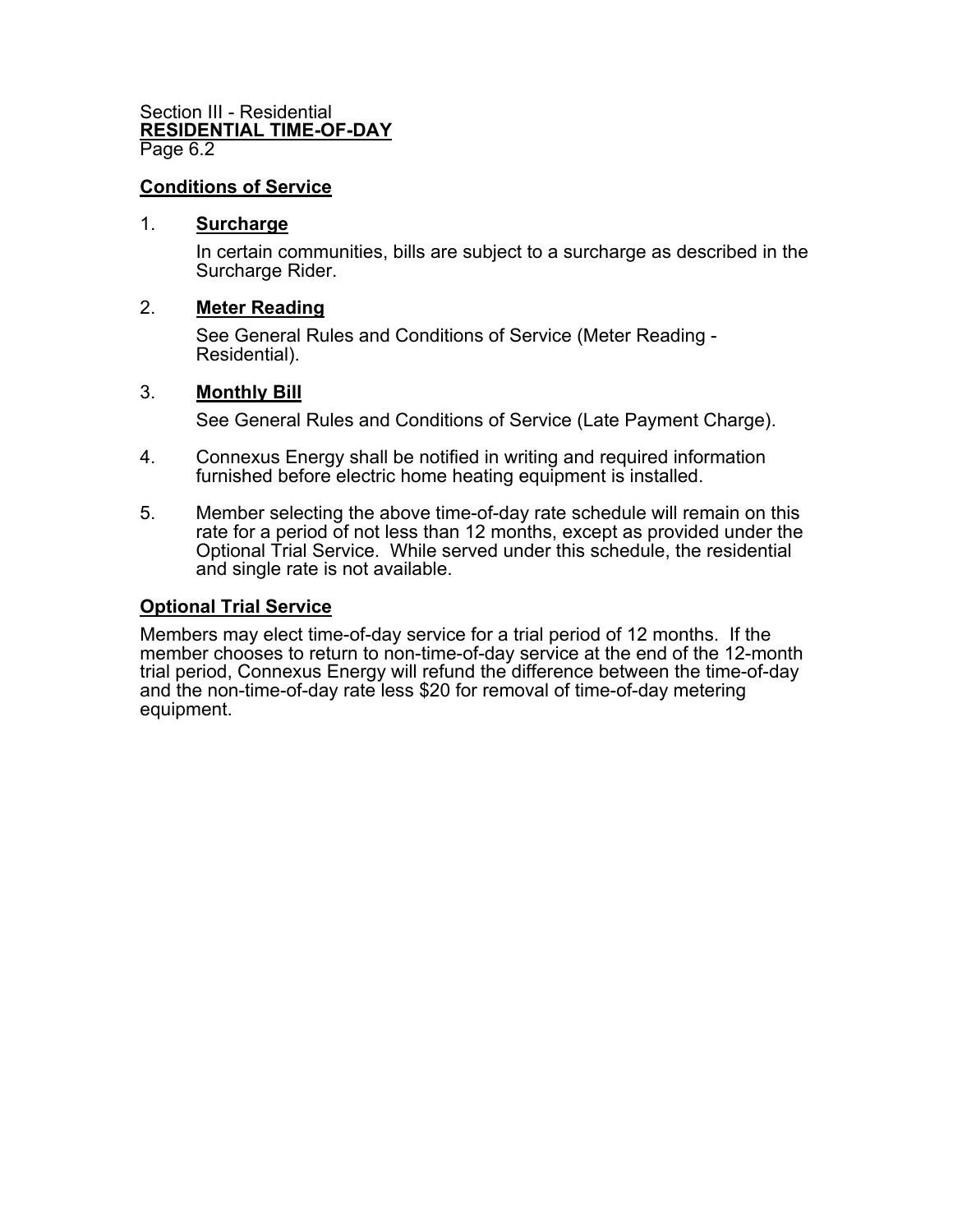Section III - Residential
**RESIDENTIAL TIME-OF-DAY**
Page 6.2

## Conditions of Service

1. **Surcharge**

   In certain communities, bills are subject to a surcharge as described in the Surcharge Rider.

2. **Meter Reading**

   See General Rules and Conditions of Service (Meter Reading - Residential).

3. **Monthly Bill**

   See General Rules and Conditions of Service (Late Payment Charge).

4. Connexus Energy shall be notified in writing and required information furnished before electric home heating equipment is installed.

5. Member selecting the above time-of-day rate schedule will remain on this rate for a period of not less than 12 months, except as provided under the Optional Trial Service. While served under this schedule, the residential and single rate is not available.

## Optional Trial Service

Members may elect time-of-day service for a trial period of 12 months. If the member chooses to return to non-time-of-day service at the end of the 12-month trial period, Connexus Energy will refund the difference between the time-of-day and the non-time-of-day rate less $20 for removal of time-of-day metering equipment.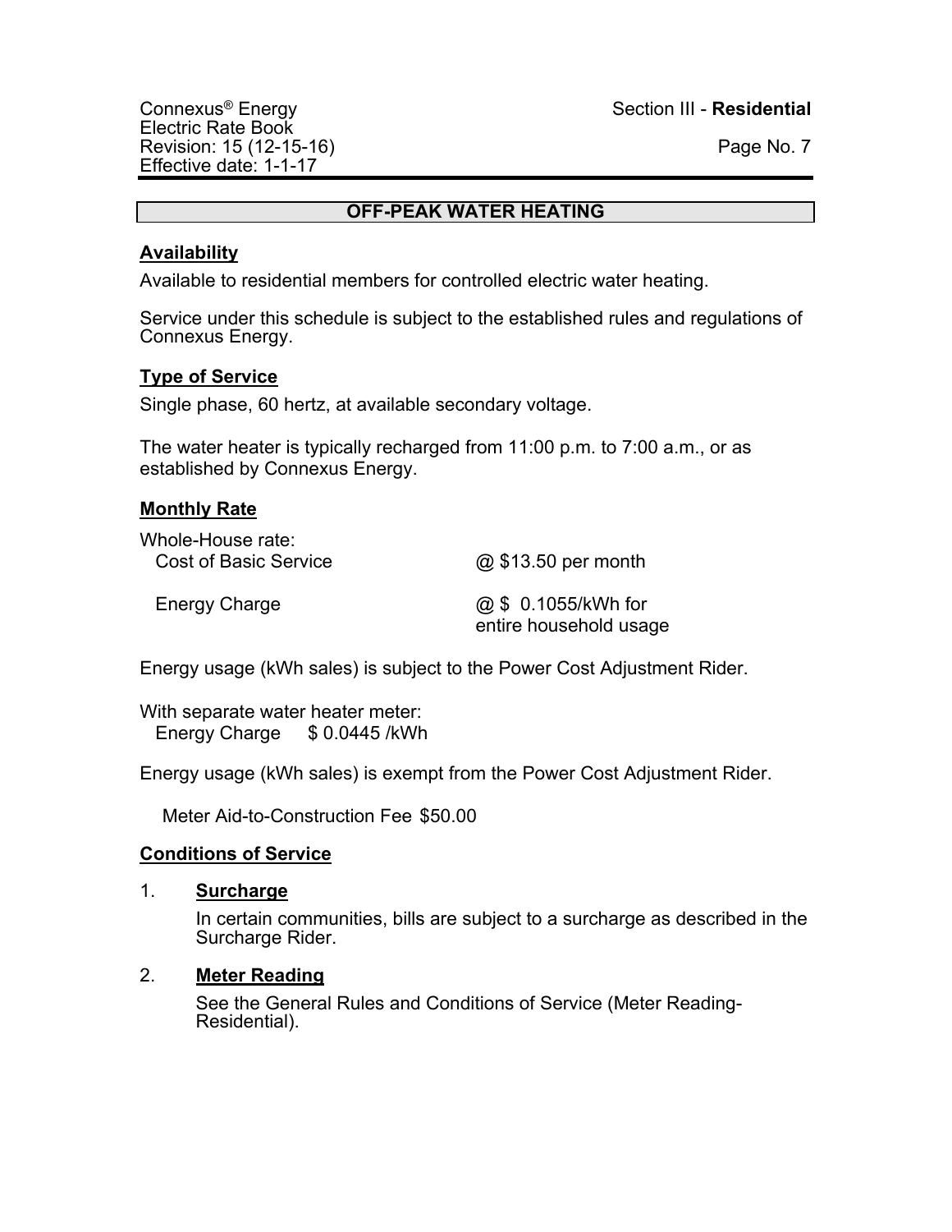## OFF-PEAK WATER HEATING

### Availability

Available to residential members for controlled electric water heating.

Service under this schedule is subject to the established rules and regulations of Connexus Energy.

### Type of Service

Single phase, 60 hertz, at available secondary voltage.

The water heater is typically recharged from 11:00 p.m. to 7:00 a.m., or as established by Connexus Energy.

### Monthly Rate

Whole-House rate:

| | |
|---|---|
| Cost of Basic Service | @ $13.50 per month |
| Energy Charge | @ $ 0.1055/kWh for entire household usage |

Energy usage (kWh sales) is subject to the Power Cost Adjustment Rider.

With separate water heater meter:
Energy Charge $ 0.0445 /kWh

Energy usage (kWh sales) is exempt from the Power Cost Adjustment Rider.

Meter Aid-to-Construction Fee $50.00

### Conditions of Service

1. **Surcharge**

   In certain communities, bills are subject to a surcharge as described in the Surcharge Rider.

2. **Meter Reading**

   See the General Rules and Conditions of Service (Meter Reading-Residential).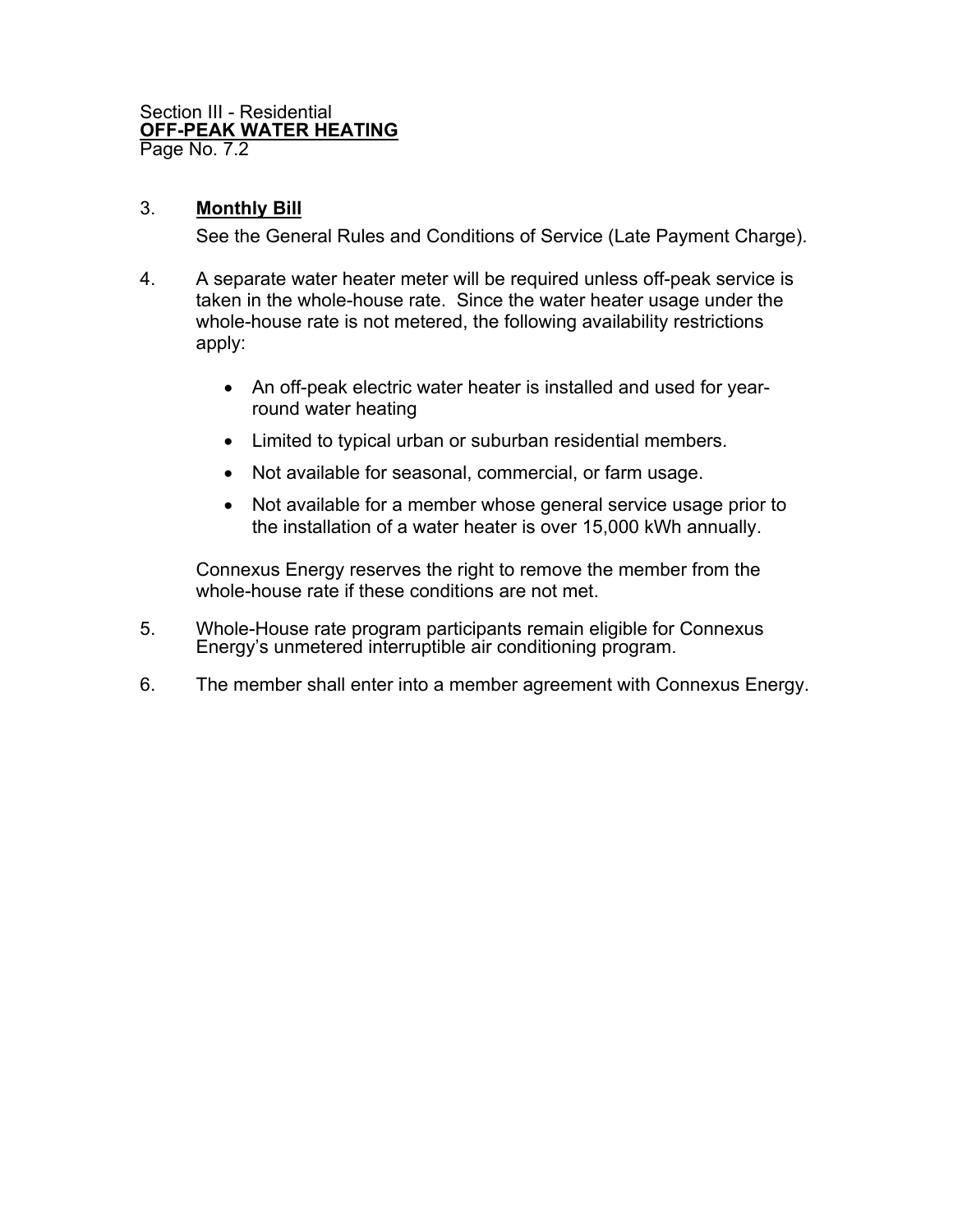Section III - Residential
**OFF-PEAK WATER HEATING**
Page No. 7.2

3. **Monthly Bill**

   See the General Rules and Conditions of Service (Late Payment Charge).

4. A separate water heater meter will be required unless off-peak service is taken in the whole-house rate. Since the water heater usage under the whole-house rate is not metered, the following availability restrictions apply:

   - An off-peak electric water heater is installed and used for year-round water heating
   - Limited to typical urban or suburban residential members.
   - Not available for seasonal, commercial, or farm usage.
   - Not available for a member whose general service usage prior to the installation of a water heater is over 15,000 kWh annually.

   Connexus Energy reserves the right to remove the member from the whole-house rate if these conditions are not met.

5. Whole-House rate program participants remain eligible for Connexus Energy's unmetered interruptible air conditioning program.

6. The member shall enter into a member agreement with Connexus Energy.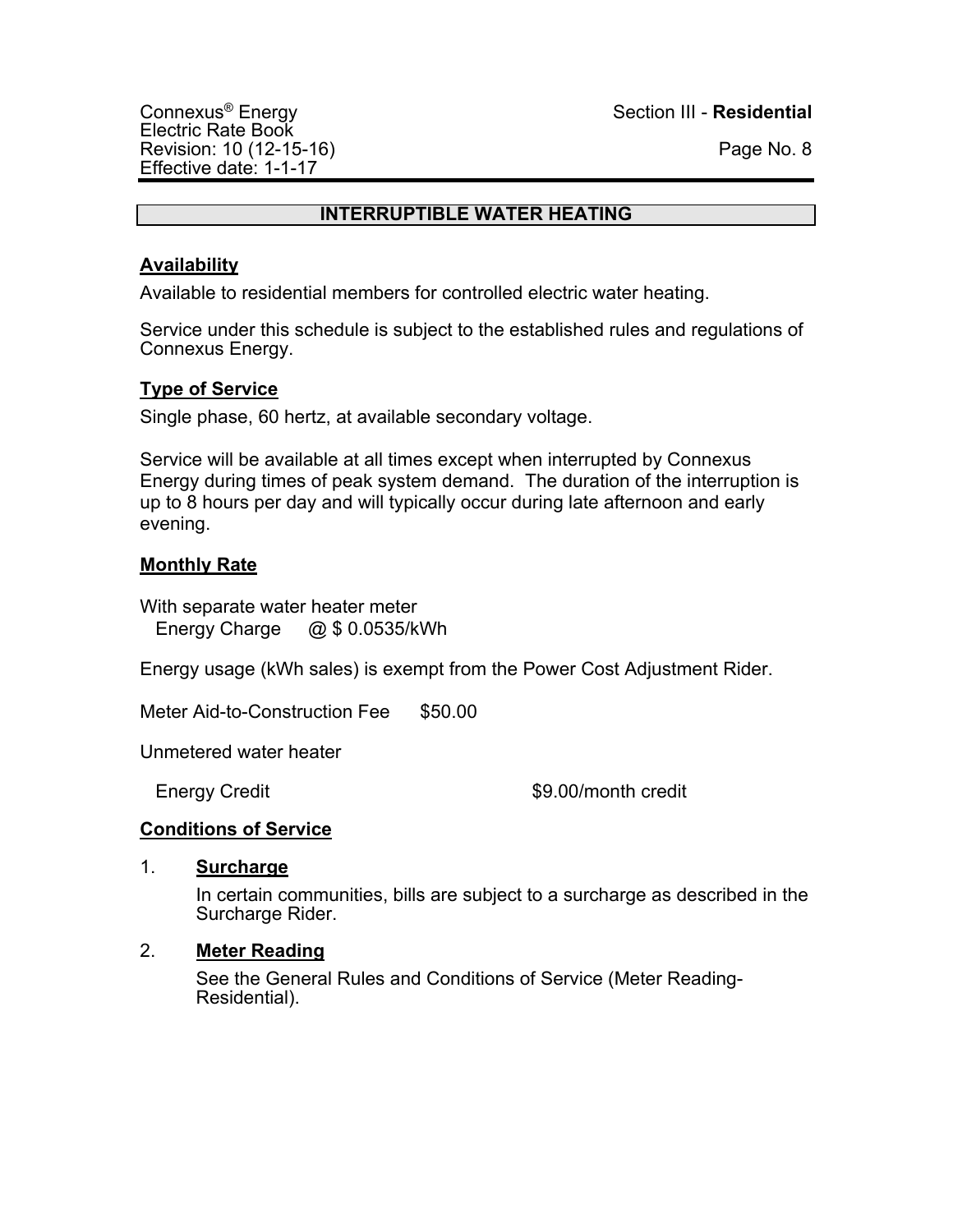# INTERRUPTIBLE WATER HEATING

## Availability

Available to residential members for controlled electric water heating.

Service under this schedule is subject to the established rules and regulations of Connexus Energy.

## Type of Service

Single phase, 60 hertz, at available secondary voltage.

Service will be available at all times except when interrupted by Connexus Energy during times of peak system demand. The duration of the interruption is up to 8 hours per day and will typically occur during late afternoon and early evening.

## Monthly Rate

With separate water heater meter
Energy Charge @ $ 0.0535/kWh

Energy usage (kWh sales) is exempt from the Power Cost Adjustment Rider.

Meter Aid-to-Construction Fee $50.00

Unmetered water heater

Energy Credit $9.00/month credit

## Conditions of Service

1. **Surcharge**

   In certain communities, bills are subject to a surcharge as described in the Surcharge Rider.

2. **Meter Reading**

   See the General Rules and Conditions of Service (Meter Reading-Residential).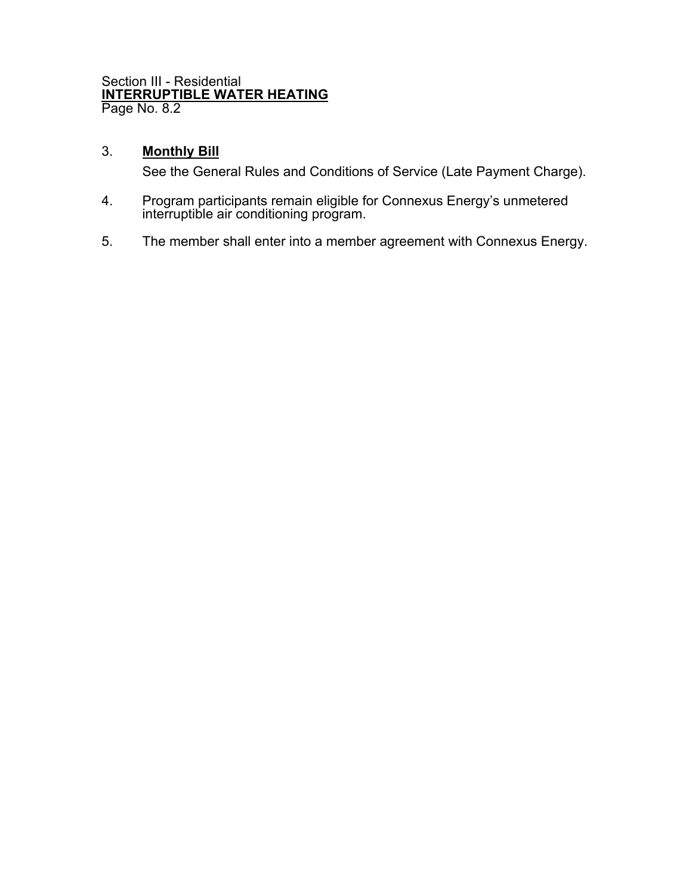3. **Monthly Bill**

   See the General Rules and Conditions of Service (Late Payment Charge).

4. Program participants remain eligible for Connexus Energy's unmetered interruptible air conditioning program.

5. The member shall enter into a member agreement with Connexus Energy.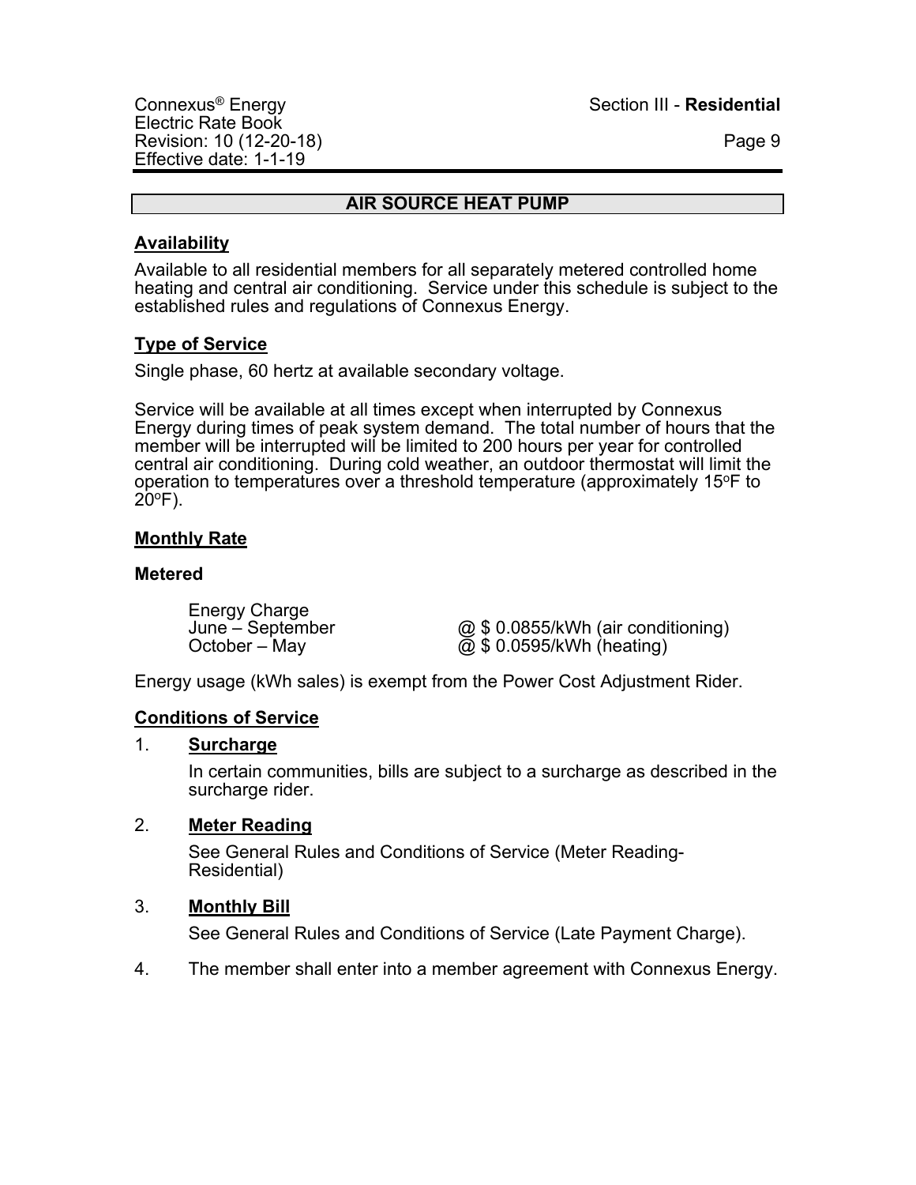## AIR SOURCE HEAT PUMP

### Availability

Available to all residential members for all separately metered controlled home heating and central air conditioning. Service under this schedule is subject to the established rules and regulations of Connexus Energy.

### Type of Service

Single phase, 60 hertz at available secondary voltage.

Service will be available at all times except when interrupted by Connexus Energy during times of peak system demand. The total number of hours that the member will be interrupted will be limited to 200 hours per year for controlled central air conditioning. During cold weather, an outdoor thermostat will limit the operation to temperatures over a threshold temperature (approximately 15°F to 20°F).

### Monthly Rate

**Metered**

| Energy Charge | |
|---|---|
| June – September | @ $ 0.0855/kWh (air conditioning) |
| October – May | @ $ 0.0595/kWh (heating) |

Energy usage (kWh sales) is exempt from the Power Cost Adjustment Rider.

### Conditions of Service

1. **Surcharge**

   In certain communities, bills are subject to a surcharge as described in the surcharge rider.

2. **Meter Reading**

   See General Rules and Conditions of Service (Meter Reading-Residential)

3. **Monthly Bill**

   See General Rules and Conditions of Service (Late Payment Charge).

4. The member shall enter into a member agreement with Connexus Energy.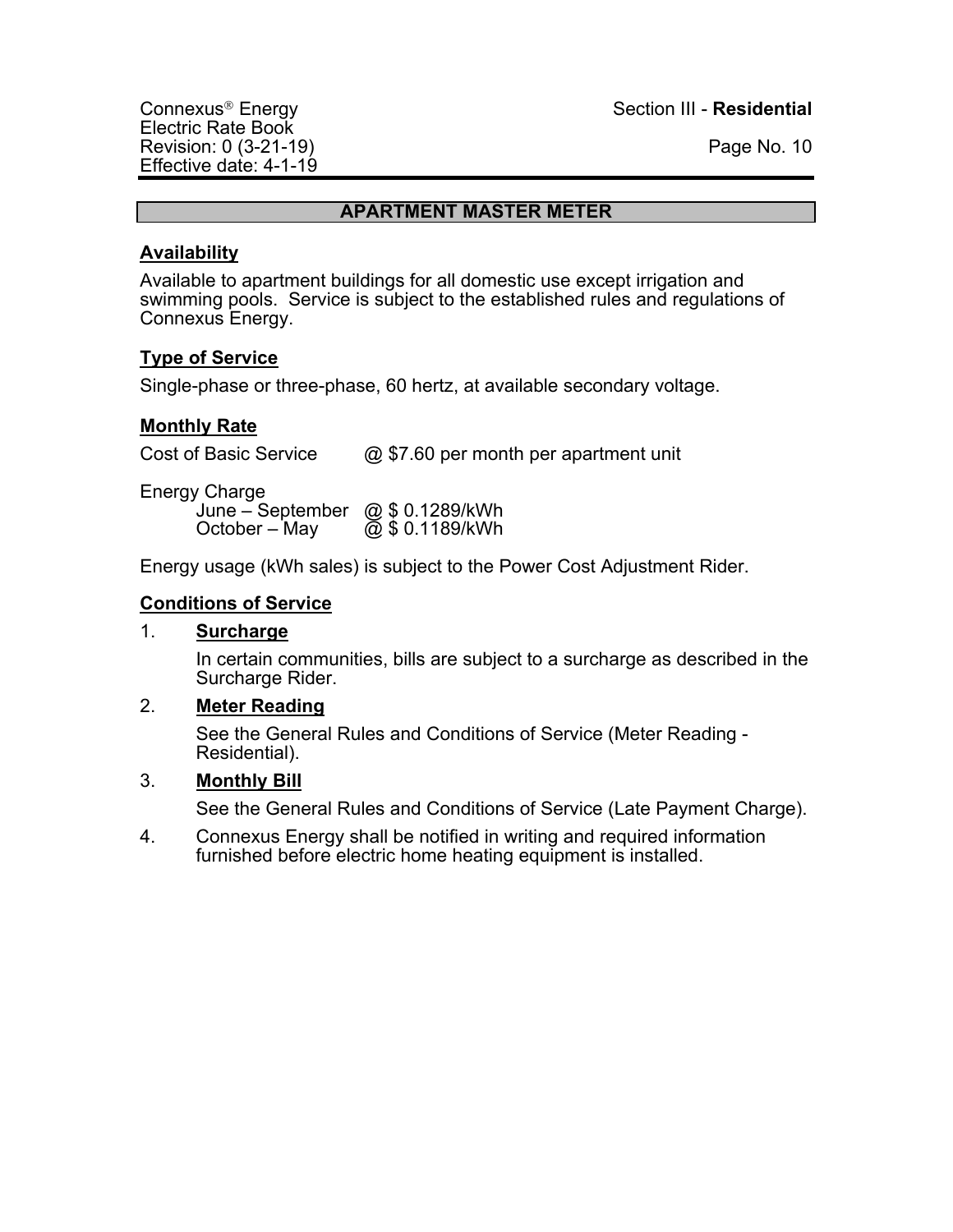## APARTMENT MASTER METER

### Availability

Available to apartment buildings for all domestic use except irrigation and swimming pools. Service is subject to the established rules and regulations of Connexus Energy.

### Type of Service

Single-phase or three-phase, 60 hertz, at available secondary voltage.

### Monthly Rate

Cost of Basic Service @ $7.60 per month per apartment unit

Energy Charge

| | |
|---|---|
| June – September | @ $ 0.1289/kWh |
| October – May | @ $ 0.1189/kWh |

Energy usage (kWh sales) is subject to the Power Cost Adjustment Rider.

### Conditions of Service

1. **Surcharge**

   In certain communities, bills are subject to a surcharge as described in the Surcharge Rider.

2. **Meter Reading**

   See the General Rules and Conditions of Service (Meter Reading - Residential).

3. **Monthly Bill**

   See the General Rules and Conditions of Service (Late Payment Charge).

4. Connexus Energy shall be notified in writing and required information furnished before electric home heating equipment is installed.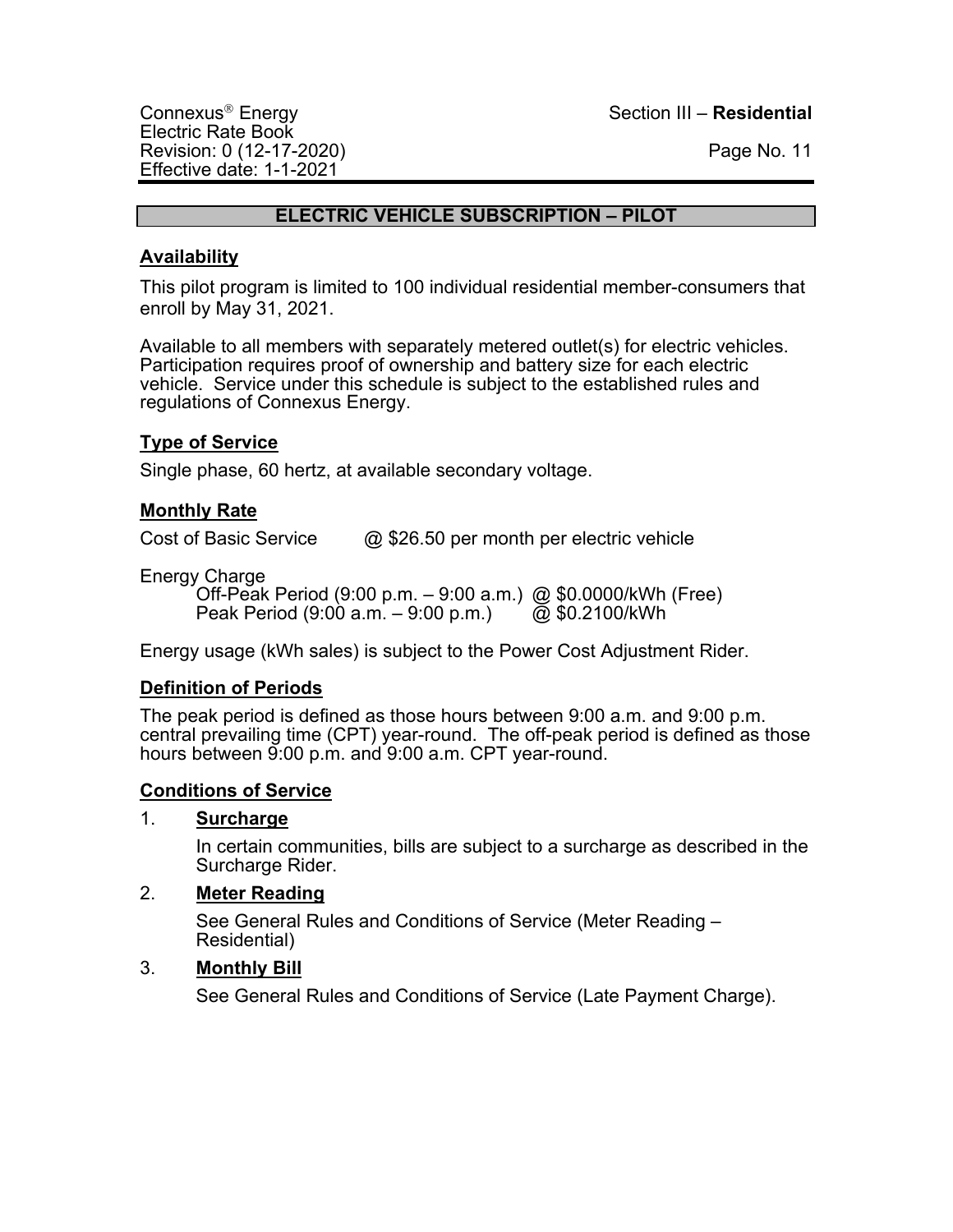## ELECTRIC VEHICLE SUBSCRIPTION – PILOT

### Availability

This pilot program is limited to 100 individual residential member-consumers that enroll by May 31, 2021.

Available to all members with separately metered outlet(s) for electric vehicles. Participation requires proof of ownership and battery size for each electric vehicle. Service under this schedule is subject to the established rules and regulations of Connexus Energy.

### Type of Service

Single phase, 60 hertz, at available secondary voltage.

### Monthly Rate

Cost of Basic Service @ $26.50 per month per electric vehicle

Energy Charge

- Off-Peak Period (9:00 p.m. – 9:00 a.m.) @ $0.0000/kWh (Free)
- Peak Period (9:00 a.m. – 9:00 p.m.) @ $0.2100/kWh

Energy usage (kWh sales) is subject to the Power Cost Adjustment Rider.

### Definition of Periods

The peak period is defined as those hours between 9:00 a.m. and 9:00 p.m. central prevailing time (CPT) year-round. The off-peak period is defined as those hours between 9:00 p.m. and 9:00 a.m. CPT year-round.

### Conditions of Service

1. **Surcharge**

   In certain communities, bills are subject to a surcharge as described in the Surcharge Rider.

2. **Meter Reading**

   See General Rules and Conditions of Service (Meter Reading – Residential)

3. **Monthly Bill**

   See General Rules and Conditions of Service (Late Payment Charge).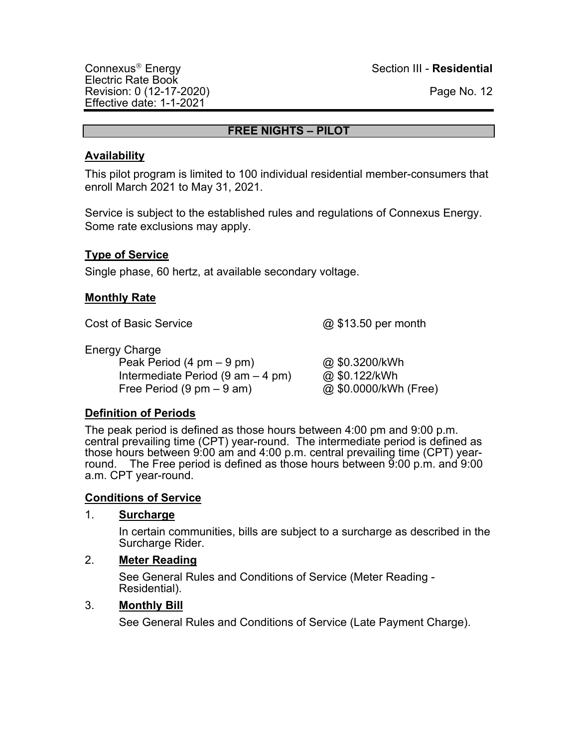# FREE NIGHTS – PILOT

## Availability

This pilot program is limited to 100 individual residential member-consumers that enroll March 2021 to May 31, 2021.

Service is subject to the established rules and regulations of Connexus Energy. Some rate exclusions may apply.

## Type of Service

Single phase, 60 hertz, at available secondary voltage.

## Monthly Rate

| | |
|---|---|
| Cost of Basic Service | @ $13.50 per month |
| Energy Charge | |
| Peak Period (4 pm – 9 pm) | @ $0.3200/kWh |
| Intermediate Period (9 am – 4 pm) | @ $0.122/kWh |
| Free Period (9 pm – 9 am) | @ $0.0000/kWh (Free) |

## Definition of Periods

The peak period is defined as those hours between 4:00 pm and 9:00 p.m. central prevailing time (CPT) year-round. The intermediate period is defined as those hours between 9:00 am and 4:00 p.m. central prevailing time (CPT) year-round. The Free period is defined as those hours between 9:00 p.m. and 9:00 a.m. CPT year-round.

## Conditions of Service

1. **Surcharge**

   In certain communities, bills are subject to a surcharge as described in the Surcharge Rider.

2. **Meter Reading**

   See General Rules and Conditions of Service (Meter Reading - Residential).

3. **Monthly Bill**

   See General Rules and Conditions of Service (Late Payment Charge).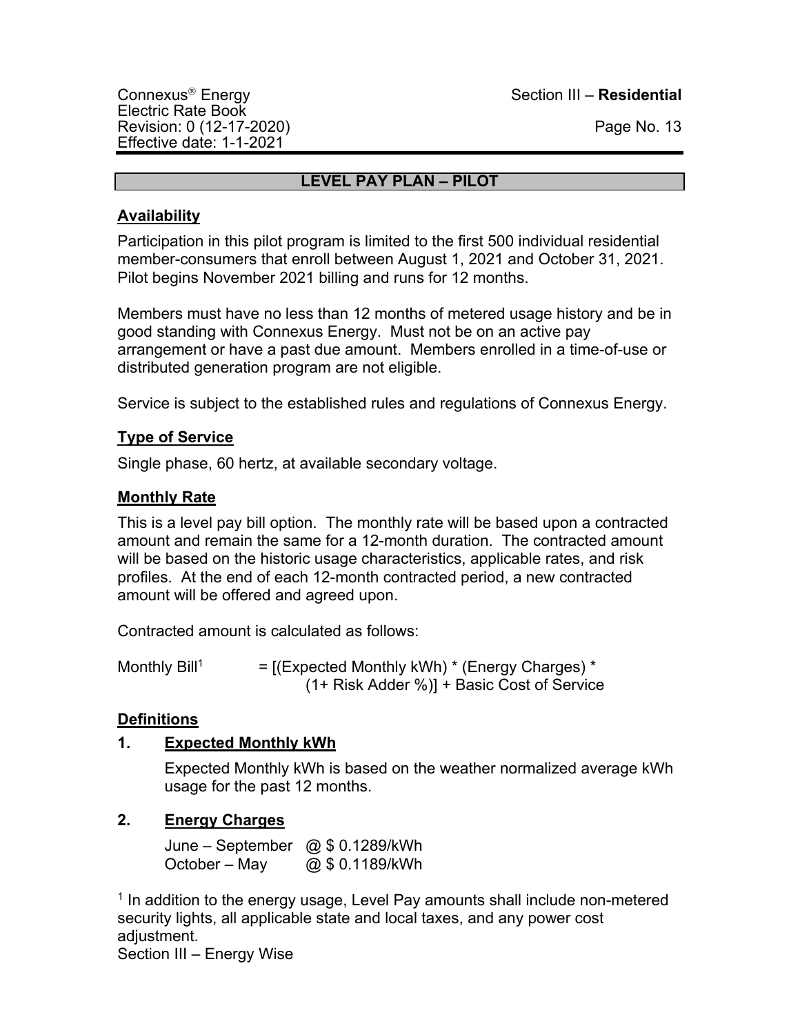## LEVEL PAY PLAN – PILOT

### Availability

Participation in this pilot program is limited to the first 500 individual residential member-consumers that enroll between August 1, 2021 and October 31, 2021. Pilot begins November 2021 billing and runs for 12 months.

Members must have no less than 12 months of metered usage history and be in good standing with Connexus Energy. Must not be on an active pay arrangement or have a past due amount. Members enrolled in a time-of-use or distributed generation program are not eligible.

Service is subject to the established rules and regulations of Connexus Energy.

### Type of Service

Single phase, 60 hertz, at available secondary voltage.

### Monthly Rate

This is a level pay bill option. The monthly rate will be based upon a contracted amount and remain the same for a 12-month duration. The contracted amount will be based on the historic usage characteristics, applicable rates, and risk profiles. At the end of each 12-month contracted period, a new contracted amount will be offered and agreed upon.

Contracted amount is calculated as follows:

Monthly Bill[1] = [(Expected Monthly kWh) * (Energy Charges) * (1+ Risk Adder %)] + Basic Cost of Service

### Definitions

1. **Expected Monthly kWh**

   Expected Monthly kWh is based on the weather normalized average kWh usage for the past 12 months.

2. **Energy Charges**

   June – September @ $ 0.1289/kWh
   October – May @ $ 0.1189/kWh

[1] In addition to the energy usage, Level Pay amounts shall include non-metered security lights, all applicable state and local taxes, and any power cost adjustment.

Section III – Energy Wise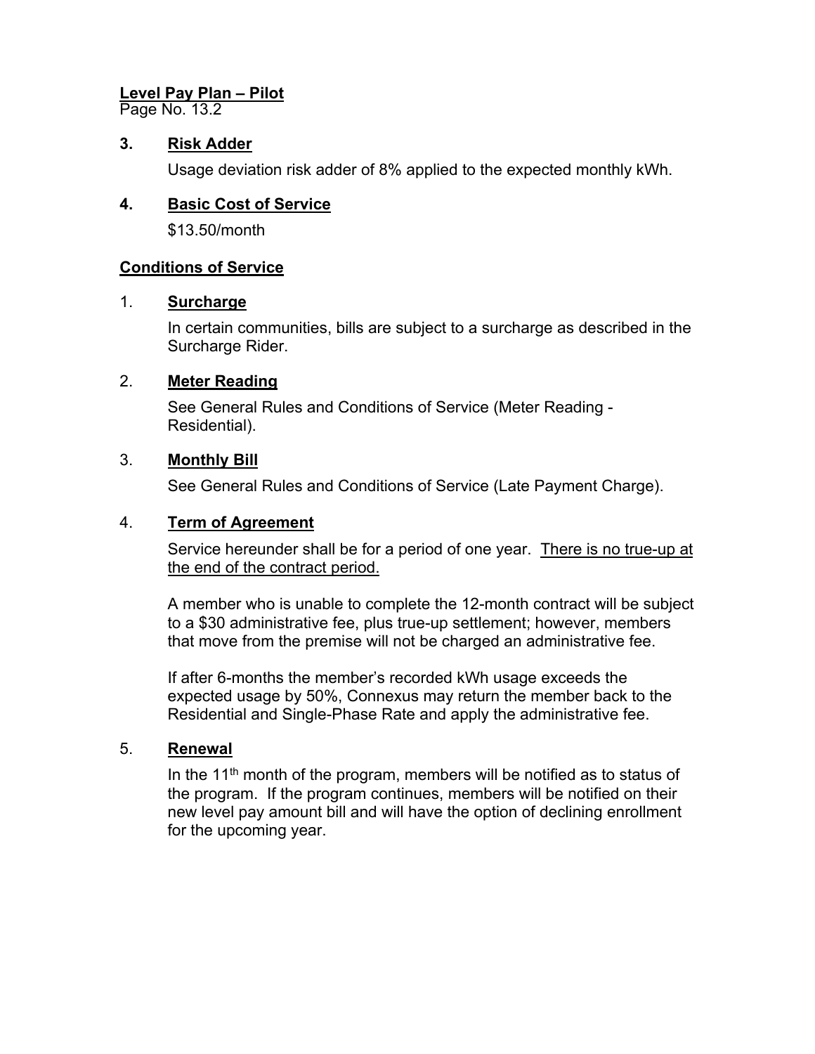**Level Pay Plan – Pilot**
Page No. 13.2

**3. Risk Adder**

Usage deviation risk adder of 8% applied to the expected monthly kWh.

**4. Basic Cost of Service**

\$13.50/month

**Conditions of Service**

1. **Surcharge**

   In certain communities, bills are subject to a surcharge as described in the Surcharge Rider.

2. **Meter Reading**

   See General Rules and Conditions of Service (Meter Reading - Residential).

3. **Monthly Bill**

   See General Rules and Conditions of Service (Late Payment Charge).

4. **Term of Agreement**

   Service hereunder shall be for a period of one year. There is no true-up at the end of the contract period.

   A member who is unable to complete the 12-month contract will be subject to a \$30 administrative fee, plus true-up settlement; however, members that move from the premise will not be charged an administrative fee.

   If after 6-months the member's recorded kWh usage exceeds the expected usage by 50%, Connexus may return the member back to the Residential and Single-Phase Rate and apply the administrative fee.

5. **Renewal**

   In the 11th month of the program, members will be notified as to status of the program. If the program continues, members will be notified on their new level pay amount bill and will have the option of declining enrollment for the upcoming year.